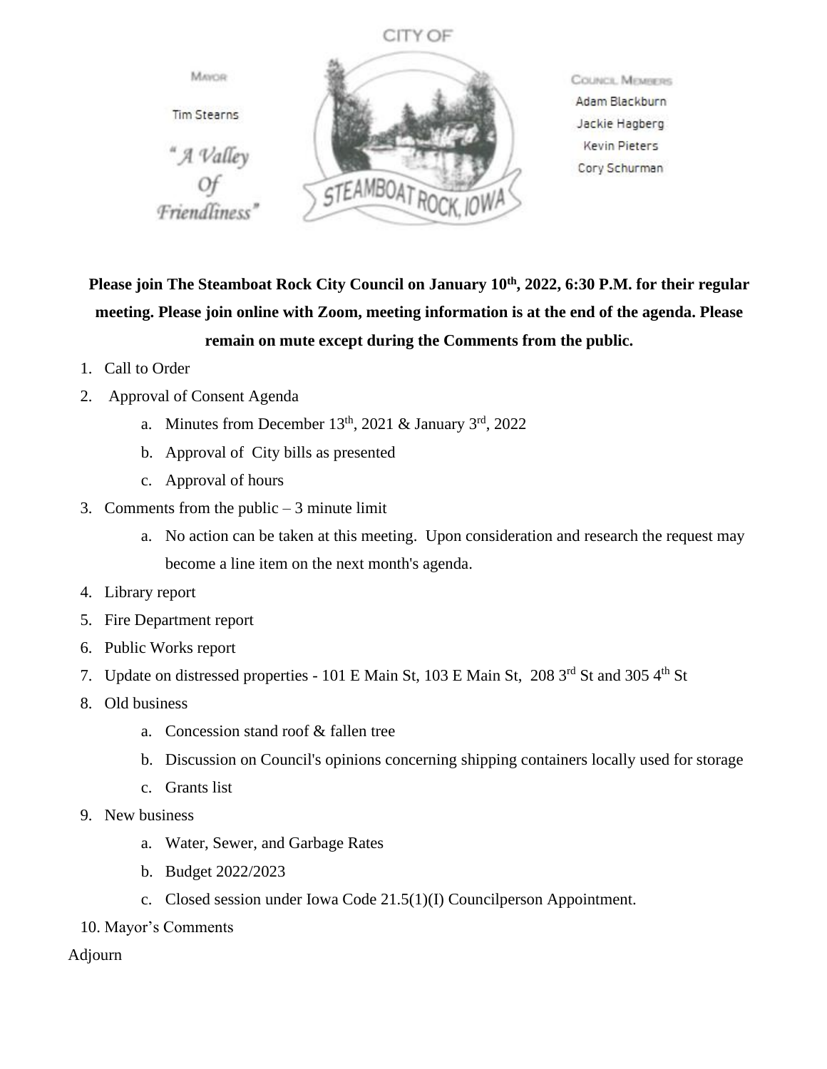CITY OF

MAYOR

Tim Stearns

*"A Valley Of Friendliness"*

STEAMBOAT ROCK, IOWA

COUNCIL MEMBERS

Adam Blackburn

Jackie Hagberg

Kevin Pieters

Cory Schurman

**Please join The Steamboat Rock City Council on January 10th, 2022, 6:30 P.M. for their regular meeting. Please join online with Zoom, meeting information is at the end of the agenda. Please remain on mute except during the Comments from the public.**

1. Call to Order
2. Approval of Consent Agenda
    a. Minutes from December 13th, 2021 & January 3rd, 2022
    b. Approval of City bills as presented
    c. Approval of hours
3. Comments from the public – 3 minute limit
    a. No action can be taken at this meeting. Upon consideration and research the request may become a line item on the next month's agenda.
4. Library report
5. Fire Department report
6. Public Works report
7. Update on distressed properties - 101 E Main St, 103 E Main St, 208 3rd St and 305 4th St
8. Old business
    a. Concession stand roof & fallen tree
    b. Discussion on Council's opinions concerning shipping containers locally used for storage
    c. Grants list
9. New business
    a. Water, Sewer, and Garbage Rates
    b. Budget 2022/2023
    c. Closed session under Iowa Code 21.5(1)(I) Councilperson Appointment.
10. Mayor's Comments

Adjourn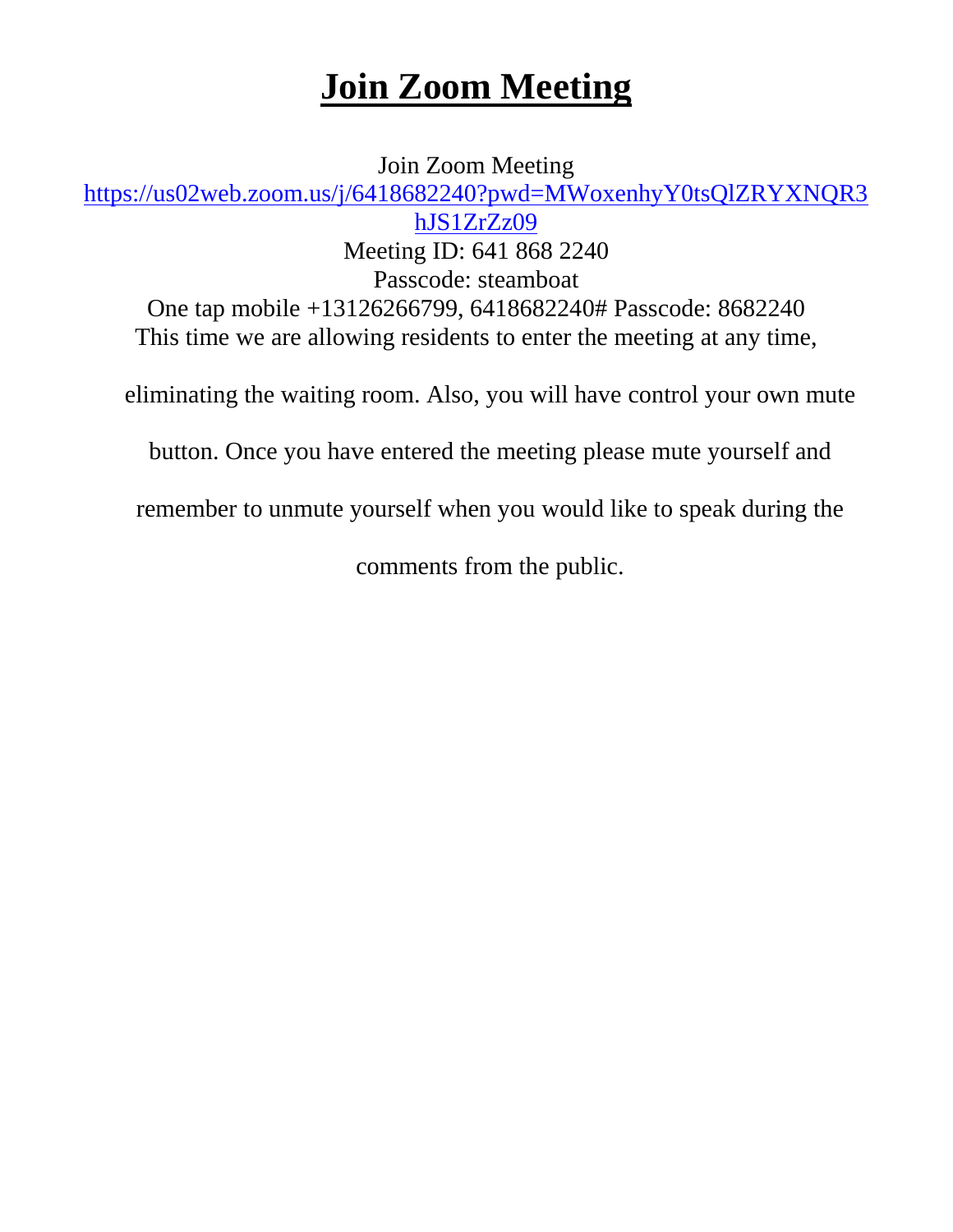# Join Zoom Meeting

Join Zoom Meeting
https://us02web.zoom.us/j/6418682240?pwd=MWoxenhyY0tsQlZRYXNQR3hJS1ZrZz09
Meeting ID: 641 868 2240
Passcode: steamboat
One tap mobile +13126266799, 6418682240# Passcode: 8682240
This time we are allowing residents to enter the meeting at any time, eliminating the waiting room. Also, you will have control your own mute button. Once you have entered the meeting please mute yourself and remember to unmute yourself when you would like to speak during the comments from the public.